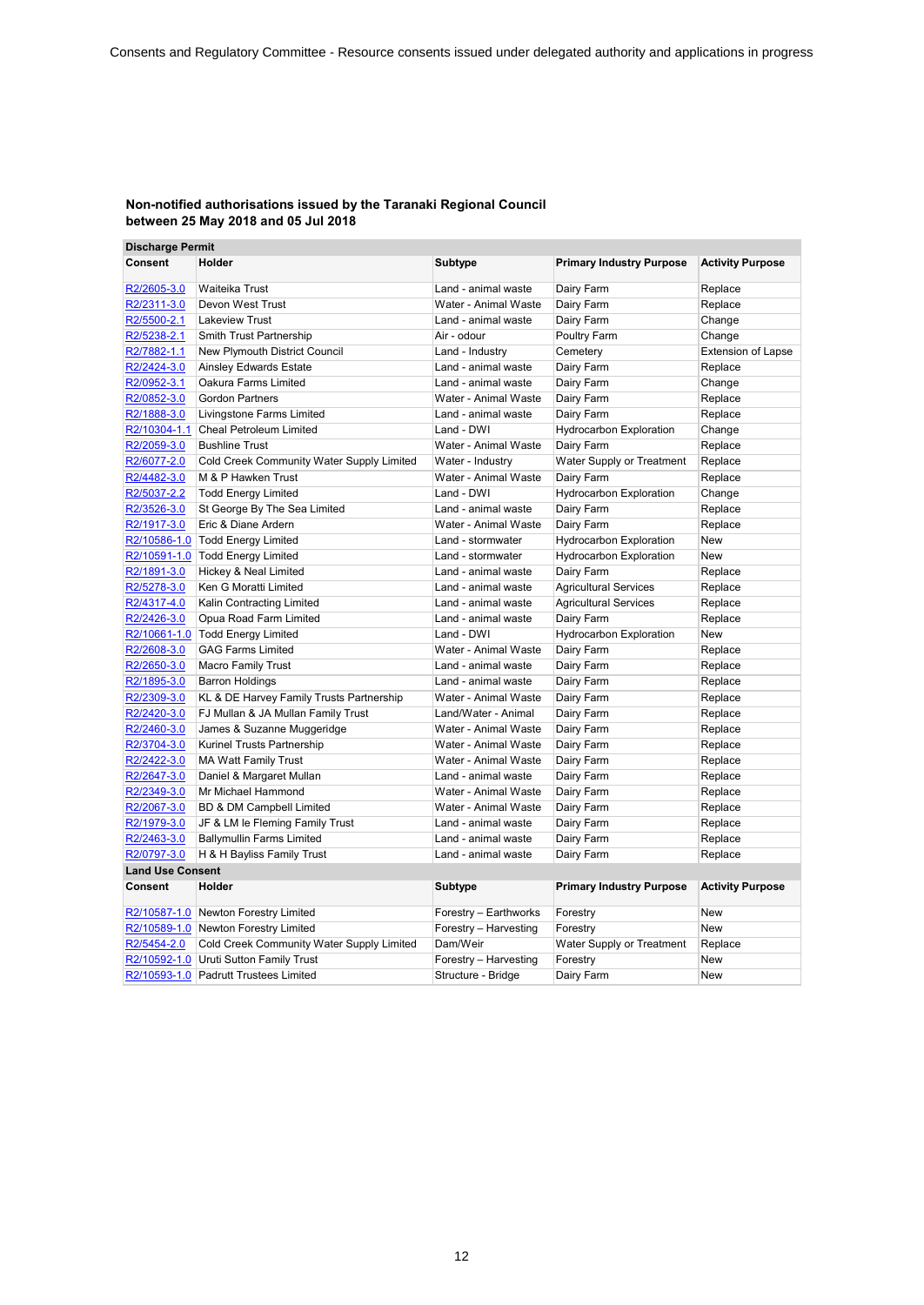**Non-notified authorisations issued by the Taranaki Regional Council between 25 May 2018 and 05 Jul 2018**

**Discharge Permit**

| Consent | Holder | Subtype | Primary Industry Purpose | Activity Purpose |
|---|---|---|---|---|
| R2/2605-3.0 | Waiteika Trust | Land - animal waste | Dairy Farm | Replace |
| R2/2311-3.0 | Devon West Trust | Water - Animal Waste | Dairy Farm | Replace |
| R2/5500-2.1 | Lakeview Trust | Land - animal waste | Dairy Farm | Change |
| R2/5238-2.1 | Smith Trust Partnership | Air - odour | Poultry Farm | Change |
| R2/7882-1.1 | New Plymouth District Council | Land - Industry | Cemetery | Extension of Lapse |
| R2/2424-3.0 | Ainsley Edwards Estate | Land - animal waste | Dairy Farm | Replace |
| R2/0952-3.1 | Oakura Farms Limited | Land - animal waste | Dairy Farm | Change |
| R2/0852-3.0 | Gordon Partners | Water - Animal Waste | Dairy Farm | Replace |
| R2/1888-3.0 | Livingstone Farms Limited | Land - animal waste | Dairy Farm | Replace |
| R2/10304-1.1 | Cheal Petroleum Limited | Land - DWI | Hydrocarbon Exploration | Change |
| R2/2059-3.0 | Bushline Trust | Water - Animal Waste | Dairy Farm | Replace |
| R2/6077-2.0 | Cold Creek Community Water Supply Limited | Water - Industry | Water Supply or Treatment | Replace |
| R2/4482-3.0 | M & P Hawken Trust | Water - Animal Waste | Dairy Farm | Replace |
| R2/5037-2.2 | Todd Energy Limited | Land - DWI | Hydrocarbon Exploration | Change |
| R2/3526-3.0 | St George By The Sea Limited | Land - animal waste | Dairy Farm | Replace |
| R2/1917-3.0 | Eric & Diane Ardern | Water - Animal Waste | Dairy Farm | Replace |
| R2/10586-1.0 | Todd Energy Limited | Land - stormwater | Hydrocarbon Exploration | New |
| R2/10591-1.0 | Todd Energy Limited | Land - stormwater | Hydrocarbon Exploration | New |
| R2/1891-3.0 | Hickey & Neal Limited | Land - animal waste | Dairy Farm | Replace |
| R2/5278-3.0 | Ken G Moratti Limited | Land - animal waste | Agricultural Services | Replace |
| R2/4317-4.0 | Kalin Contracting Limited | Land - animal waste | Agricultural Services | Replace |
| R2/2426-3.0 | Opua Road Farm Limited | Land - animal waste | Dairy Farm | Replace |
| R2/10661-1.0 | Todd Energy Limited | Land - DWI | Hydrocarbon Exploration | New |
| R2/2608-3.0 | GAG Farms Limited | Water - Animal Waste | Dairy Farm | Replace |
| R2/2650-3.0 | Macro Family Trust | Land - animal waste | Dairy Farm | Replace |
| R2/1895-3.0 | Barron Holdings | Land - animal waste | Dairy Farm | Replace |
| R2/2309-3.0 | KL & DE Harvey Family Trusts Partnership | Water - Animal Waste | Dairy Farm | Replace |
| R2/2420-3.0 | FJ Mullan & JA Mullan Family Trust | Land/Water - Animal | Dairy Farm | Replace |
| R2/2460-3.0 | James & Suzanne Muggeridge | Water - Animal Waste | Dairy Farm | Replace |
| R2/3704-3.0 | Kurinel Trusts Partnership | Water - Animal Waste | Dairy Farm | Replace |
| R2/2422-3.0 | MA Watt Family Trust | Water - Animal Waste | Dairy Farm | Replace |
| R2/2647-3.0 | Daniel & Margaret Mullan | Land - animal waste | Dairy Farm | Replace |
| R2/2349-3.0 | Mr Michael Hammond | Water - Animal Waste | Dairy Farm | Replace |
| R2/2067-3.0 | BD & DM Campbell Limited | Water - Animal Waste | Dairy Farm | Replace |
| R2/1979-3.0 | JF & LM le Fleming Family Trust | Land - animal waste | Dairy Farm | Replace |
| R2/2463-3.0 | Ballymullin Farms Limited | Land - animal waste | Dairy Farm | Replace |
| R2/0797-3.0 | H & H Bayliss Family Trust | Land - animal waste | Dairy Farm | Replace |

**Land Use Consent**

| Consent | Holder | Subtype | Primary Industry Purpose | Activity Purpose |
|---|---|---|---|---|
| R2/10587-1.0 | Newton Forestry Limited | Forestry – Earthworks | Forestry | New |
| R2/10589-1.0 | Newton Forestry Limited | Forestry – Harvesting | Forestry | New |
| R2/5454-2.0 | Cold Creek Community Water Supply Limited | Dam/Weir | Water Supply or Treatment | Replace |
| R2/10592-1.0 | Uruti Sutton Family Trust | Forestry – Harvesting | Forestry | New |
| R2/10593-1.0 | Padrutt Trustees Limited | Structure - Bridge | Dairy Farm | New |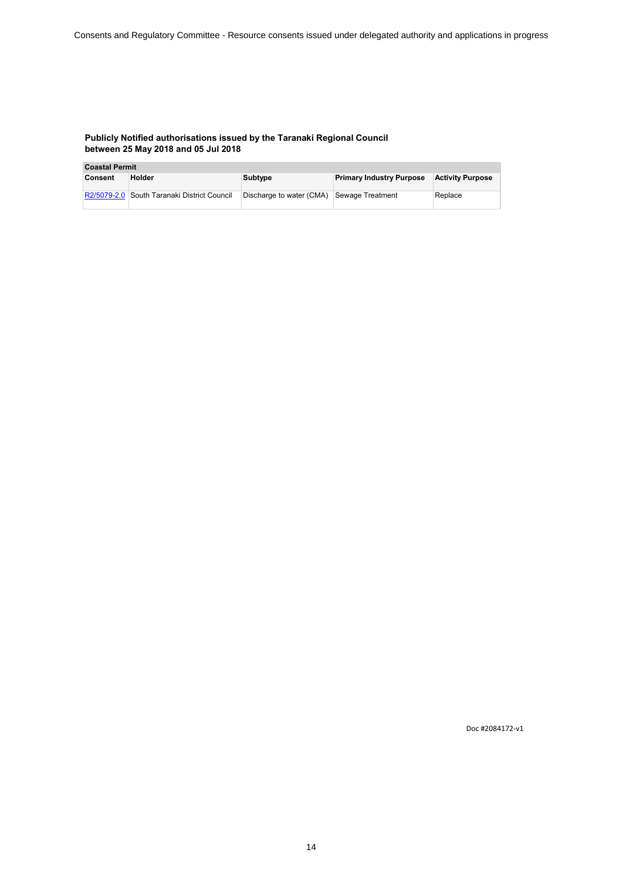**Publicly Notified authorisations issued by the Taranaki Regional Council between 25 May 2018 and 05 Jul 2018**

| Coastal Permit | | | | |
|---|---|---|---|---|
| **Consent** | **Holder** | **Subtype** | **Primary Industry Purpose** | **Activity Purpose** |
| R2/5079-2.0 | South Taranaki District Council | Discharge to water (CMA) | Sewage Treatment | Replace |

Doc #2084172-v1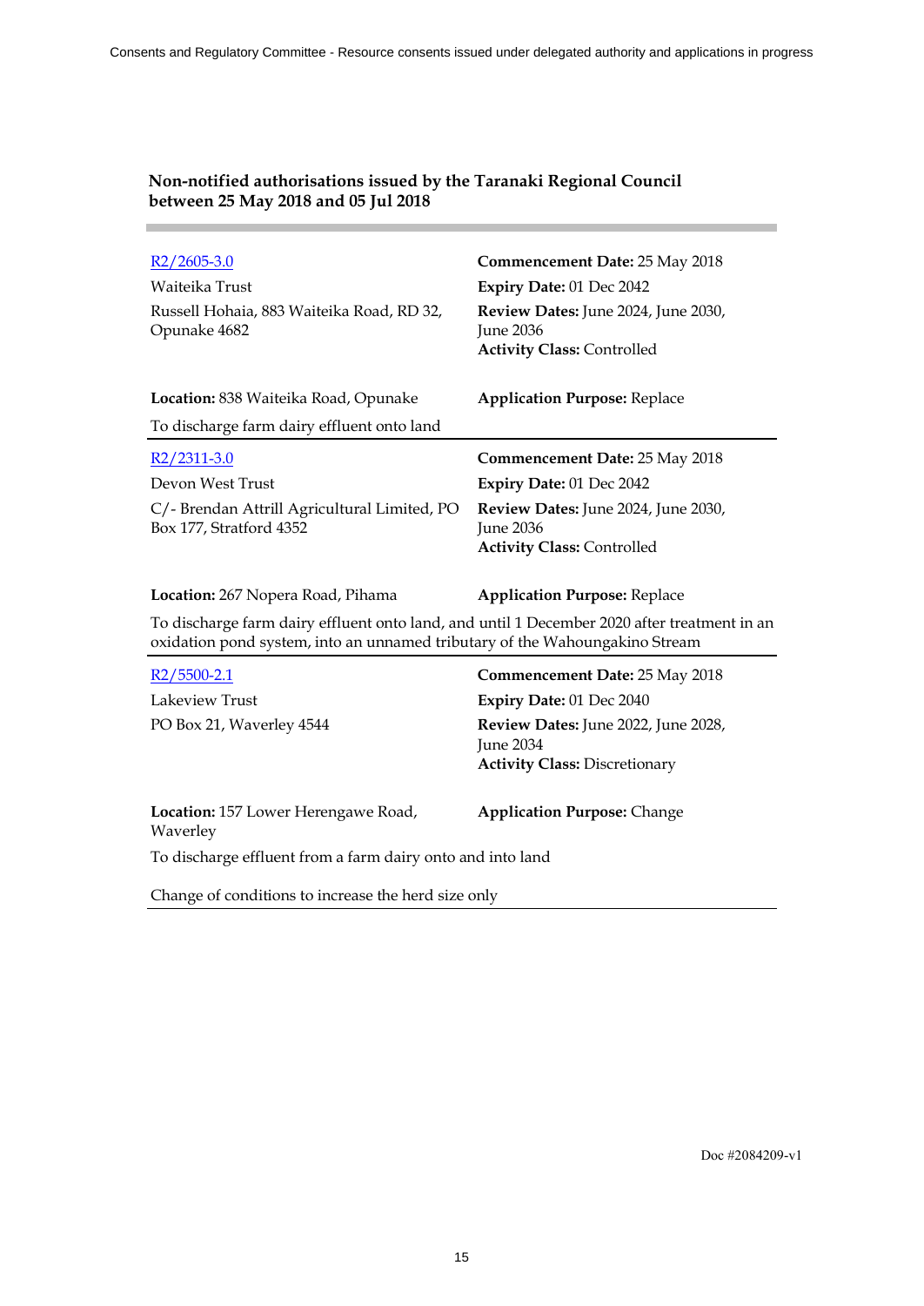**Non-notified authorisations issued by the Taranaki Regional Council between 25 May 2018 and 05 Jul 2018**

---

| | |
|---|---|
| R2/2605-3.0 | **Commencement Date:** 25 May 2018 |
| Waiteika Trust | **Expiry Date:** 01 Dec 2042 |
| Russell Hohaia, 883 Waiteika Road, RD 32, Opunake 4682 | **Review Dates:** June 2024, June 2030, June 2036<br>**Activity Class:** Controlled |
| **Location:** 838 Waiteika Road, Opunake | **Application Purpose:** Replace |

To discharge farm dairy effluent onto land

---

| | |
|---|---|
| R2/2311-3.0 | **Commencement Date:** 25 May 2018 |
| Devon West Trust | **Expiry Date:** 01 Dec 2042 |
| C/- Brendan Attrill Agricultural Limited, PO Box 177, Stratford 4352 | **Review Dates:** June 2024, June 2030, June 2036<br>**Activity Class:** Controlled |
| **Location:** 267 Nopera Road, Pihama | **Application Purpose:** Replace |

To discharge farm dairy effluent onto land, and until 1 December 2020 after treatment in an oxidation pond system, into an unnamed tributary of the Wahoungakino Stream

---

| | |
|---|---|
| R2/5500-2.1 | **Commencement Date:** 25 May 2018 |
| Lakeview Trust | **Expiry Date:** 01 Dec 2040 |
| PO Box 21, Waverley 4544 | **Review Dates:** June 2022, June 2028, June 2034<br>**Activity Class:** Discretionary |
| **Location:** 157 Lower Herengawe Road, Waverley | **Application Purpose:** Change |

To discharge effluent from a farm dairy onto and into land

Change of conditions to increase the herd size only

---

Doc #2084209-v1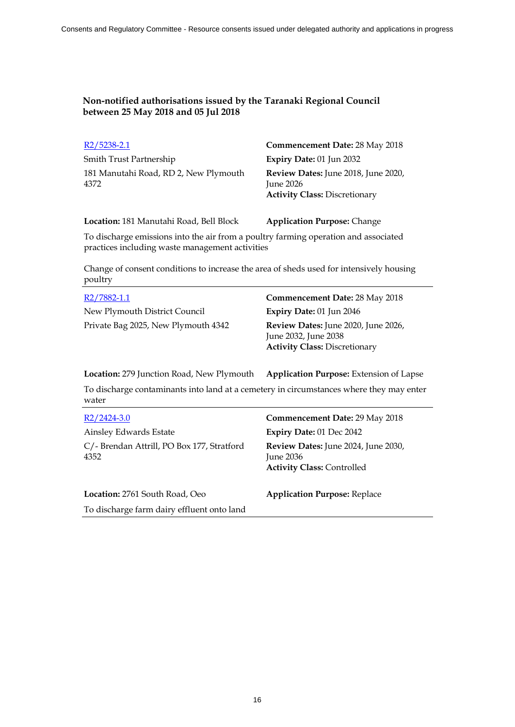### Non-notified authorisations issued by the Taranaki Regional Council between 25 May 2018 and 05 Jul 2018

[R2/5238-2.1](#)

Smith Trust Partnership

181 Manutahi Road, RD 2, New Plymouth 4372

**Commencement Date:** 28 May 2018

**Expiry Date:** 01 Jun 2032

**Review Dates:** June 2018, June 2020, June 2026

**Activity Class:** Discretionary

**Location:** 181 Manutahi Road, Bell Block

**Application Purpose:** Change

To discharge emissions into the air from a poultry farming operation and associated practices including waste management activities

Change of consent conditions to increase the area of sheds used for intensively housing poultry

---

[R2/7882-1.1](#)

New Plymouth District Council

Private Bag 2025, New Plymouth 4342

**Commencement Date:** 28 May 2018

**Expiry Date:** 01 Jun 2046

**Review Dates:** June 2020, June 2026, June 2032, June 2038

**Activity Class:** Discretionary

**Location:** 279 Junction Road, New Plymouth

**Application Purpose:** Extension of Lapse

To discharge contaminants into land at a cemetery in circumstances where they may enter water

---

[R2/2424-3.0](#)

Ainsley Edwards Estate

C/- Brendan Attrill, PO Box 177, Stratford 4352

**Commencement Date:** 29 May 2018

**Expiry Date:** 01 Dec 2042

**Review Dates:** June 2024, June 2030, June 2036

**Activity Class:** Controlled

**Location:** 2761 South Road, Oeo

**Application Purpose:** Replace

To discharge farm dairy effluent onto land

---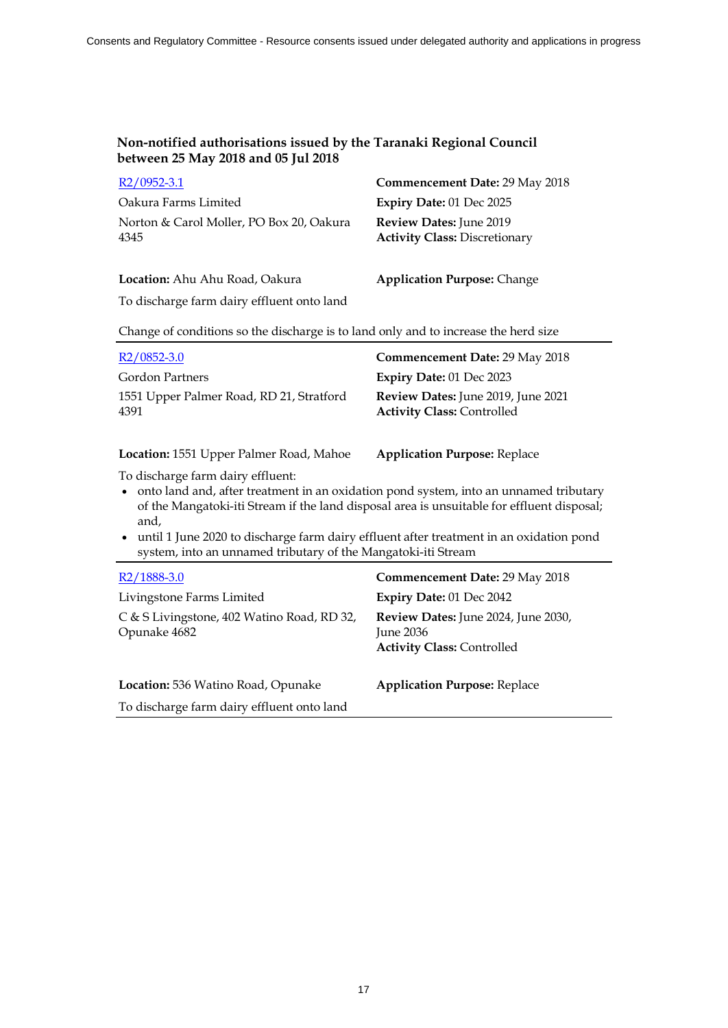**Non-notified authorisations issued by the Taranaki Regional Council between 25 May 2018 and 05 Jul 2018**

R2/0952-3.1

Oakura Farms Limited

Norton & Carol Moller, PO Box 20, Oakura 4345

**Commencement Date:** 29 May 2018

**Expiry Date:** 01 Dec 2025

**Review Dates:** June 2019

**Activity Class:** Discretionary

**Location:** Ahu Ahu Road, Oakura

**Application Purpose:** Change

To discharge farm dairy effluent onto land

Change of conditions so the discharge is to land only and to increase the herd size

---

R2/0852-3.0

Gordon Partners

1551 Upper Palmer Road, RD 21, Stratford 4391

**Commencement Date:** 29 May 2018

**Expiry Date:** 01 Dec 2023

**Review Dates:** June 2019, June 2021

**Activity Class:** Controlled

**Location:** 1551 Upper Palmer Road, Mahoe

**Application Purpose:** Replace

To discharge farm dairy effluent:

- onto land and, after treatment in an oxidation pond system, into an unnamed tributary of the Mangatoki-iti Stream if the land disposal area is unsuitable for effluent disposal; and,
- until 1 June 2020 to discharge farm dairy effluent after treatment in an oxidation pond system, into an unnamed tributary of the Mangatoki-iti Stream

---

R2/1888-3.0

Livingstone Farms Limited

C & S Livingstone, 402 Watino Road, RD 32, Opunake 4682

**Commencement Date:** 29 May 2018

**Expiry Date:** 01 Dec 2042

**Review Dates:** June 2024, June 2030, June 2036

**Activity Class:** Controlled

**Location:** 536 Watino Road, Opunake

**Application Purpose:** Replace

To discharge farm dairy effluent onto land

---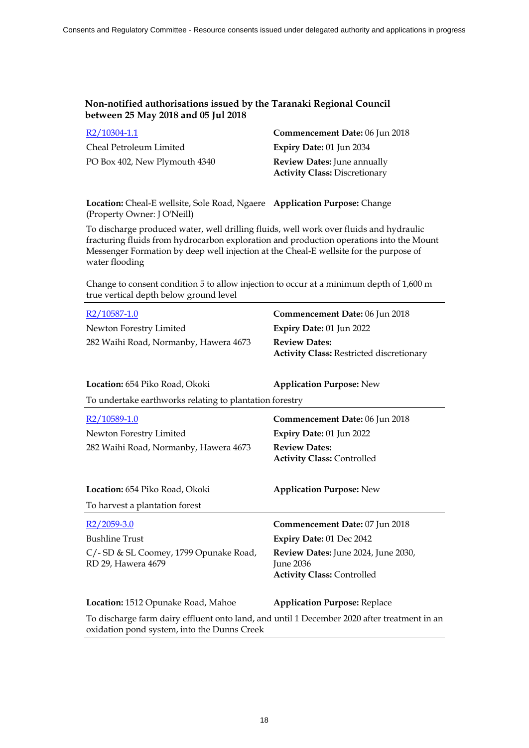### Non-notified authorisations issued by the Taranaki Regional Council between 25 May 2018 and 05 Jul 2018

R2/10304-1.1
Cheal Petroleum Limited
PO Box 402, New Plymouth 4340

**Commencement Date:** 06 Jun 2018
**Expiry Date:** 01 Jun 2034
**Review Dates:** June annually
**Activity Class:** Discretionary

**Location:** Cheal-E wellsite, Sole Road, Ngaere (Property Owner: J O'Neill)
**Application Purpose:** Change

To discharge produced water, well drilling fluids, well work over fluids and hydraulic fracturing fluids from hydrocarbon exploration and production operations into the Mount Messenger Formation by deep well injection at the Cheal-E wellsite for the purpose of water flooding

Change to consent condition 5 to allow injection to occur at a minimum depth of 1,600 m true vertical depth below ground level

---

R2/10587-1.0
Newton Forestry Limited
282 Waihi Road, Normanby, Hawera 4673

**Commencement Date:** 06 Jun 2018
**Expiry Date:** 01 Jun 2022
**Review Dates:**
**Activity Class:** Restricted discretionary

**Location:** 654 Piko Road, Okoki
**Application Purpose:** New

To undertake earthworks relating to plantation forestry

---

R2/10589-1.0
Newton Forestry Limited
282 Waihi Road, Normanby, Hawera 4673

**Commencement Date:** 06 Jun 2018
**Expiry Date:** 01 Jun 2022
**Review Dates:**
**Activity Class:** Controlled

**Location:** 654 Piko Road, Okoki
**Application Purpose:** New

To harvest a plantation forest

---

R2/2059-3.0
Bushline Trust
C/- SD & SL Coomey, 1799 Opunake Road, RD 29, Hawera 4679

**Commencement Date:** 07 Jun 2018
**Expiry Date:** 01 Dec 2042
**Review Dates:** June 2024, June 2030, June 2036
**Activity Class:** Controlled

**Location:** 1512 Opunake Road, Mahoe
**Application Purpose:** Replace

To discharge farm dairy effluent onto land, and until 1 December 2020 after treatment in an oxidation pond system, into the Dunns Creek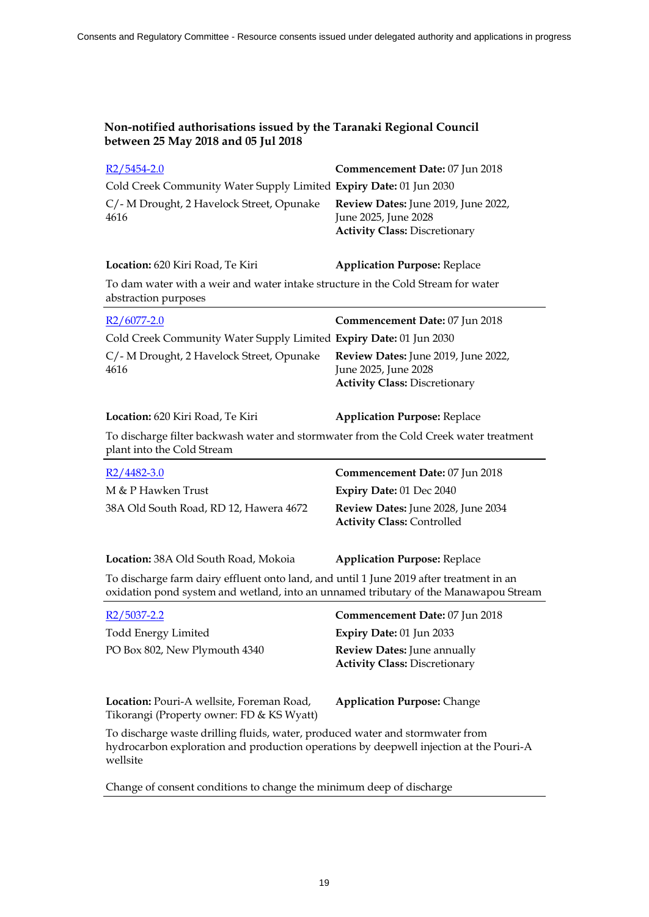## Non-notified authorisations issued by the Taranaki Regional Council between 25 May 2018 and 05 Jul 2018

[R2/5454-2.0](#)

Cold Creek Community Water Supply Limited
C/- M Drought, 2 Havelock Street, Opunake 4616

**Commencement Date:** 07 Jun 2018
**Expiry Date:** 01 Jun 2030
**Review Dates:** June 2019, June 2022, June 2025, June 2028
**Activity Class:** Discretionary

**Location:** 620 Kiri Road, Te Kiri
**Application Purpose:** Replace

To dam water with a weir and water intake structure in the Cold Stream for water abstraction purposes

---

[R2/6077-2.0](#)

Cold Creek Community Water Supply Limited
C/- M Drought, 2 Havelock Street, Opunake 4616

**Commencement Date:** 07 Jun 2018
**Expiry Date:** 01 Jun 2030
**Review Dates:** June 2019, June 2022, June 2025, June 2028
**Activity Class:** Discretionary

**Location:** 620 Kiri Road, Te Kiri
**Application Purpose:** Replace

To discharge filter backwash water and stormwater from the Cold Creek water treatment plant into the Cold Stream

---

[R2/4482-3.0](#)

M & P Hawken Trust
38A Old South Road, RD 12, Hawera 4672

**Commencement Date:** 07 Jun 2018
**Expiry Date:** 01 Dec 2040
**Review Dates:** June 2028, June 2034
**Activity Class:** Controlled

**Location:** 38A Old South Road, Mokoia
**Application Purpose:** Replace

To discharge farm dairy effluent onto land, and until 1 June 2019 after treatment in an oxidation pond system and wetland, into an unnamed tributary of the Manawapou Stream

---

[R2/5037-2.2](#)

Todd Energy Limited
PO Box 802, New Plymouth 4340

**Commencement Date:** 07 Jun 2018
**Expiry Date:** 01 Jun 2033
**Review Dates:** June annually
**Activity Class:** Discretionary

**Location:** Pouri-A wellsite, Foreman Road, Tikorangi (Property owner: FD & KS Wyatt)
**Application Purpose:** Change

To discharge waste drilling fluids, water, produced water and stormwater from hydrocarbon exploration and production operations by deepwell injection at the Pouri-A wellsite

Change of consent conditions to change the minimum deep of discharge

---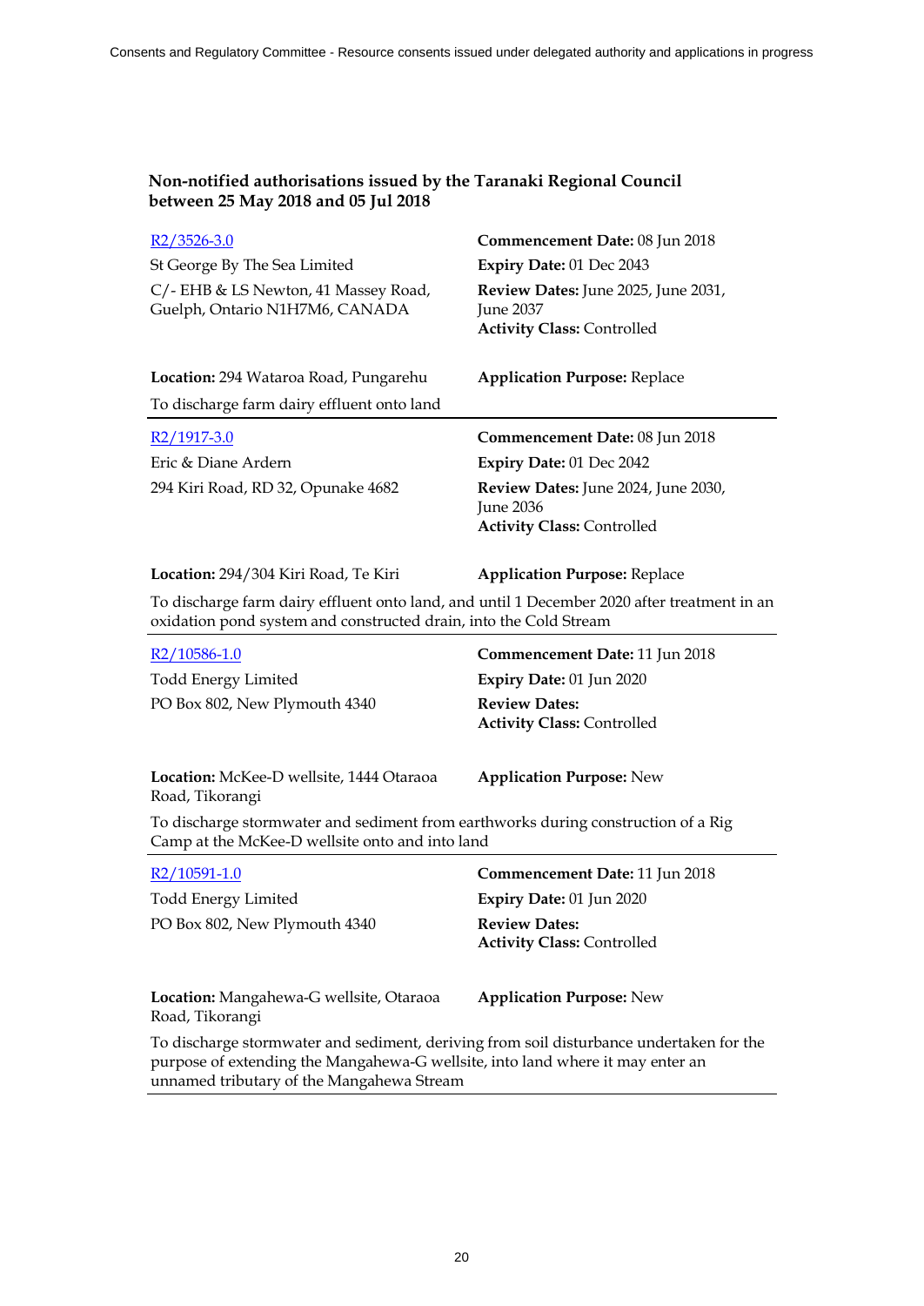**Non-notified authorisations issued by the Taranaki Regional Council between 25 May 2018 and 05 Jul 2018**

---

R2/3526-3.0

St George By The Sea Limited

C/- EHB & LS Newton, 41 Massey Road, Guelph, Ontario N1H7M6, CANADA

**Commencement Date:** 08 Jun 2018
**Expiry Date:** 01 Dec 2043
**Review Dates:** June 2025, June 2031, June 2037
**Activity Class:** Controlled

**Location:** 294 Wataroa Road, Pungarehu

**Application Purpose:** Replace

To discharge farm dairy effluent onto land

---

R2/1917-3.0

Eric & Diane Ardern

294 Kiri Road, RD 32, Opunake 4682

**Commencement Date:** 08 Jun 2018
**Expiry Date:** 01 Dec 2042
**Review Dates:** June 2024, June 2030, June 2036
**Activity Class:** Controlled

**Location:** 294/304 Kiri Road, Te Kiri

**Application Purpose:** Replace

To discharge farm dairy effluent onto land, and until 1 December 2020 after treatment in an oxidation pond system and constructed drain, into the Cold Stream

---

R2/10586-1.0

Todd Energy Limited

PO Box 802, New Plymouth 4340

**Commencement Date:** 11 Jun 2018
**Expiry Date:** 01 Jun 2020
**Review Dates:**
**Activity Class:** Controlled

**Location:** McKee-D wellsite, 1444 Otaraoa Road, Tikorangi

**Application Purpose:** New

To discharge stormwater and sediment from earthworks during construction of a Rig Camp at the McKee-D wellsite onto and into land

---

R2/10591-1.0

Todd Energy Limited

PO Box 802, New Plymouth 4340

**Commencement Date:** 11 Jun 2018
**Expiry Date:** 01 Jun 2020
**Review Dates:**
**Activity Class:** Controlled

**Location:** Mangahewa-G wellsite, Otaraoa Road, Tikorangi

**Application Purpose:** New

To discharge stormwater and sediment, deriving from soil disturbance undertaken for the purpose of extending the Mangahewa-G wellsite, into land where it may enter an unnamed tributary of the Mangahewa Stream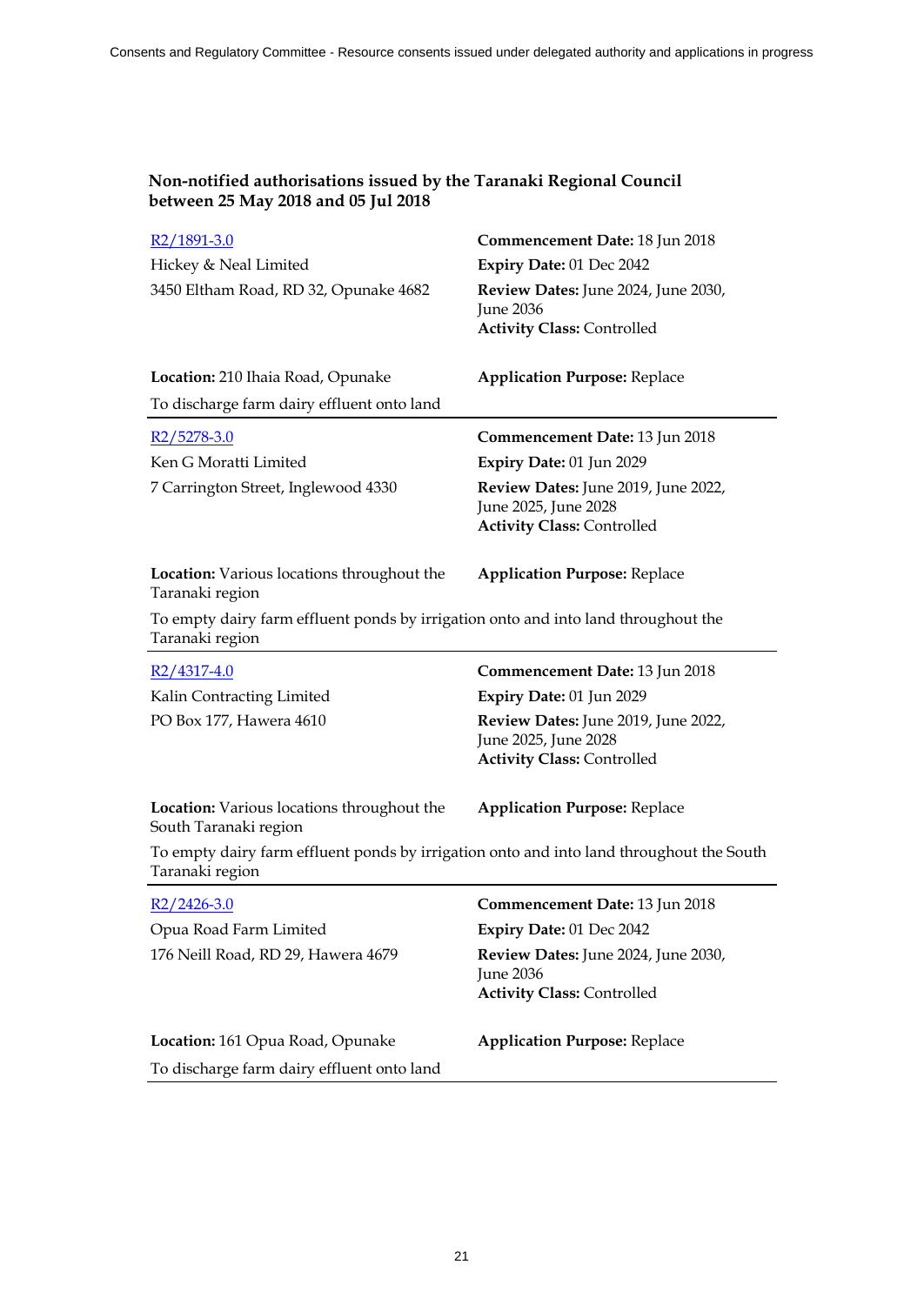**Non-notified authorisations issued by the Taranaki Regional Council between 25 May 2018 and 05 Jul 2018**

R2/1891-3.0
Hickey & Neal Limited
3450 Eltham Road, RD 32, Opunake 4682

**Commencement Date:** 18 Jun 2018
**Expiry Date:** 01 Dec 2042
**Review Dates:** June 2024, June 2030, June 2036
**Activity Class:** Controlled

**Location:** 210 Ihaia Road, Opunake
**Application Purpose:** Replace

To discharge farm dairy effluent onto land

---

R2/5278-3.0
Ken G Moratti Limited
7 Carrington Street, Inglewood 4330

**Commencement Date:** 13 Jun 2018
**Expiry Date:** 01 Jun 2029
**Review Dates:** June 2019, June 2022, June 2025, June 2028
**Activity Class:** Controlled

**Location:** Various locations throughout the Taranaki region
**Application Purpose:** Replace

To empty dairy farm effluent ponds by irrigation onto and into land throughout the Taranaki region

---

R2/4317-4.0
Kalin Contracting Limited
PO Box 177, Hawera 4610

**Commencement Date:** 13 Jun 2018
**Expiry Date:** 01 Jun 2029
**Review Dates:** June 2019, June 2022, June 2025, June 2028
**Activity Class:** Controlled

**Location:** Various locations throughout the South Taranaki region
**Application Purpose:** Replace

To empty dairy farm effluent ponds by irrigation onto and into land throughout the South Taranaki region

---

R2/2426-3.0
Opua Road Farm Limited
176 Neill Road, RD 29, Hawera 4679

**Commencement Date:** 13 Jun 2018
**Expiry Date:** 01 Dec 2042
**Review Dates:** June 2024, June 2030, June 2036
**Activity Class:** Controlled

**Location:** 161 Opua Road, Opunake
**Application Purpose:** Replace

To discharge farm dairy effluent onto land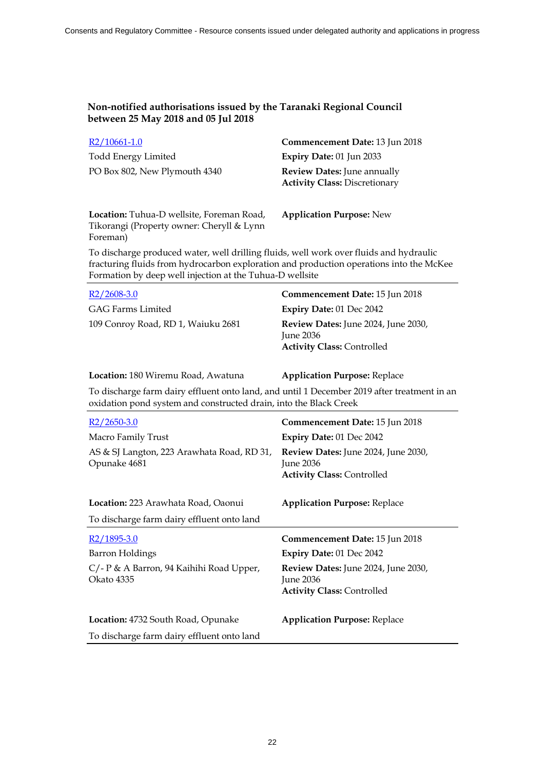**Non-notified authorisations issued by the Taranaki Regional Council between 25 May 2018 and 05 Jul 2018**

[R2/10661-1.0]
Todd Energy Limited
PO Box 802, New Plymouth 4340

**Commencement Date:** 13 Jun 2018
**Expiry Date:** 01 Jun 2033
**Review Dates:** June annually
**Activity Class:** Discretionary

**Location:** Tuhua-D wellsite, Foreman Road, Tikorangi (Property owner: Cheryll & Lynn Foreman)
**Application Purpose:** New

To discharge produced water, well drilling fluids, well work over fluids and hydraulic fracturing fluids from hydrocarbon exploration and production operations into the McKee Formation by deep well injection at the Tuhua-D wellsite

---

[R2/2608-3.0]
GAG Farms Limited
109 Conroy Road, RD 1, Waiuku 2681

**Commencement Date:** 15 Jun 2018
**Expiry Date:** 01 Dec 2042
**Review Dates:** June 2024, June 2030, June 2036
**Activity Class:** Controlled

**Location:** 180 Wiremu Road, Awatuna
**Application Purpose:** Replace

To discharge farm dairy effluent onto land, and until 1 December 2019 after treatment in an oxidation pond system and constructed drain, into the Black Creek

---

[R2/2650-3.0]
Macro Family Trust
AS & SJ Langton, 223 Arawhata Road, RD 31, Opunake 4681

**Commencement Date:** 15 Jun 2018
**Expiry Date:** 01 Dec 2042
**Review Dates:** June 2024, June 2030, June 2036
**Activity Class:** Controlled

**Location:** 223 Arawhata Road, Oaonui
**Application Purpose:** Replace

To discharge farm dairy effluent onto land

---

[R2/1895-3.0]
Barron Holdings
C/- P & A Barron, 94 Kaihihi Road Upper, Okato 4335

**Commencement Date:** 15 Jun 2018
**Expiry Date:** 01 Dec 2042
**Review Dates:** June 2024, June 2030, June 2036
**Activity Class:** Controlled

**Location:** 4732 South Road, Opunake
**Application Purpose:** Replace

To discharge farm dairy effluent onto land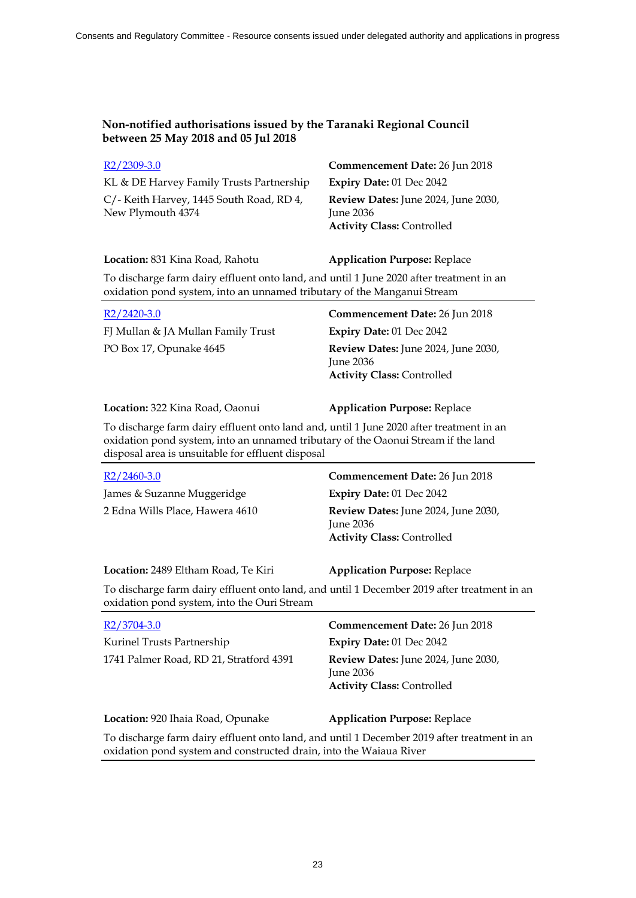**Non-notified authorisations issued by the Taranaki Regional Council between 25 May 2018 and 05 Jul 2018**

R2/2309-3.0
KL & DE Harvey Family Trusts Partnership
C/- Keith Harvey, 1445 South Road, RD 4, New Plymouth 4374

**Commencement Date:** 26 Jun 2018
**Expiry Date:** 01 Dec 2042
**Review Dates:** June 2024, June 2030, June 2036
**Activity Class:** Controlled

**Location:** 831 Kina Road, Rahotu
**Application Purpose:** Replace

To discharge farm dairy effluent onto land, and until 1 June 2020 after treatment in an oxidation pond system, into an unnamed tributary of the Manganui Stream

---

R2/2420-3.0
FJ Mullan & JA Mullan Family Trust
PO Box 17, Opunake 4645

**Commencement Date:** 26 Jun 2018
**Expiry Date:** 01 Dec 2042
**Review Dates:** June 2024, June 2030, June 2036
**Activity Class:** Controlled

**Location:** 322 Kina Road, Oaonui
**Application Purpose:** Replace

To discharge farm dairy effluent onto land and, until 1 June 2020 after treatment in an oxidation pond system, into an unnamed tributary of the Oaonui Stream if the land disposal area is unsuitable for effluent disposal

---

R2/2460-3.0
James & Suzanne Muggeridge
2 Edna Wills Place, Hawera 4610

**Commencement Date:** 26 Jun 2018
**Expiry Date:** 01 Dec 2042
**Review Dates:** June 2024, June 2030, June 2036
**Activity Class:** Controlled

**Location:** 2489 Eltham Road, Te Kiri
**Application Purpose:** Replace

To discharge farm dairy effluent onto land, and until 1 December 2019 after treatment in an oxidation pond system, into the Ouri Stream

---

R2/3704-3.0
Kurinel Trusts Partnership
1741 Palmer Road, RD 21, Stratford 4391

**Commencement Date:** 26 Jun 2018
**Expiry Date:** 01 Dec 2042
**Review Dates:** June 2024, June 2030, June 2036
**Activity Class:** Controlled

**Location:** 920 Ihaia Road, Opunake
**Application Purpose:** Replace

To discharge farm dairy effluent onto land, and until 1 December 2019 after treatment in an oxidation pond system and constructed drain, into the Waiaua River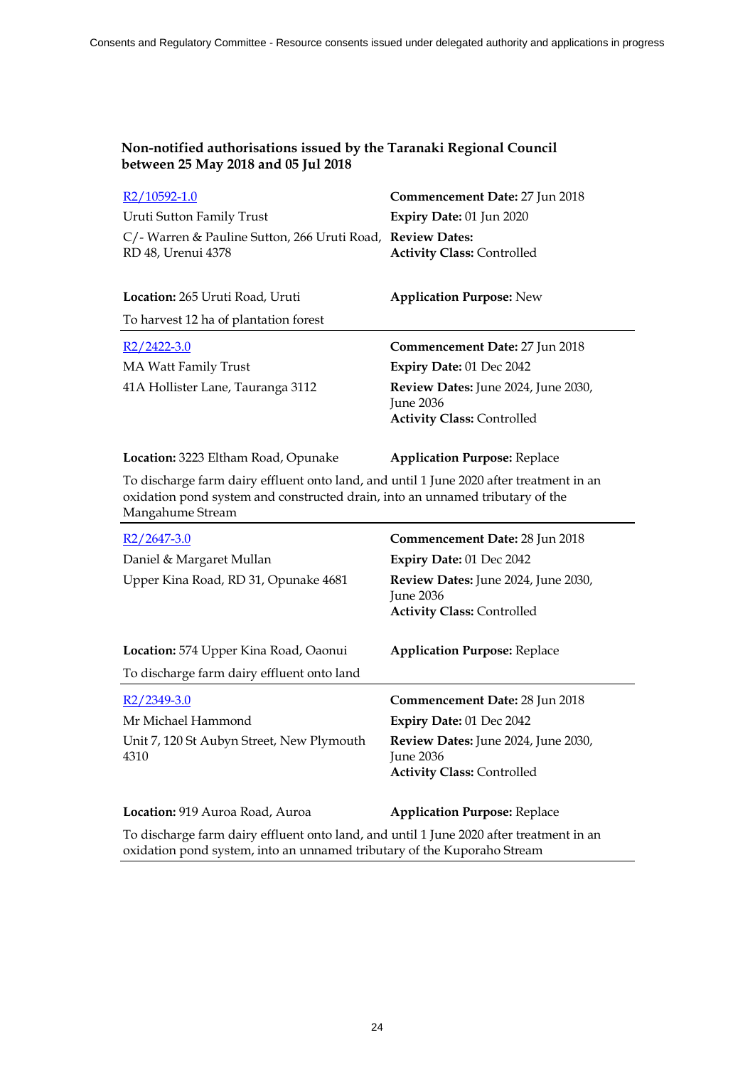### Non-notified authorisations issued by the Taranaki Regional Council between 25 May 2018 and 05 Jul 2018

[R2/10592-1.0](R2/10592-1.0)
Uruti Sutton Family Trust
C/- Warren & Pauline Sutton, 266 Uruti Road, RD 48, Urenui 4378

**Commencement Date:** 27 Jun 2018
**Expiry Date:** 01 Jun 2020
**Review Dates:**
**Activity Class:** Controlled

**Location:** 265 Uruti Road, Uruti
**Application Purpose:** New

To harvest 12 ha of plantation forest

---

[R2/2422-3.0](R2/2422-3.0)
MA Watt Family Trust
41A Hollister Lane, Tauranga 3112

**Commencement Date:** 27 Jun 2018
**Expiry Date:** 01 Dec 2042
**Review Dates:** June 2024, June 2030, June 2036
**Activity Class:** Controlled

**Location:** 3223 Eltham Road, Opunake
**Application Purpose:** Replace

To discharge farm dairy effluent onto land, and until 1 June 2020 after treatment in an oxidation pond system and constructed drain, into an unnamed tributary of the Mangahume Stream

---

[R2/2647-3.0](R2/2647-3.0)
Daniel & Margaret Mullan
Upper Kina Road, RD 31, Opunake 4681

**Commencement Date:** 28 Jun 2018
**Expiry Date:** 01 Dec 2042
**Review Dates:** June 2024, June 2030, June 2036
**Activity Class:** Controlled

**Location:** 574 Upper Kina Road, Oaonui
**Application Purpose:** Replace

To discharge farm dairy effluent onto land

---

[R2/2349-3.0](R2/2349-3.0)
Mr Michael Hammond
Unit 7, 120 St Aubyn Street, New Plymouth 4310

**Commencement Date:** 28 Jun 2018
**Expiry Date:** 01 Dec 2042
**Review Dates:** June 2024, June 2030, June 2036
**Activity Class:** Controlled

**Location:** 919 Auroa Road, Auroa
**Application Purpose:** Replace

To discharge farm dairy effluent onto land, and until 1 June 2020 after treatment in an oxidation pond system, into an unnamed tributary of the Kuporaho Stream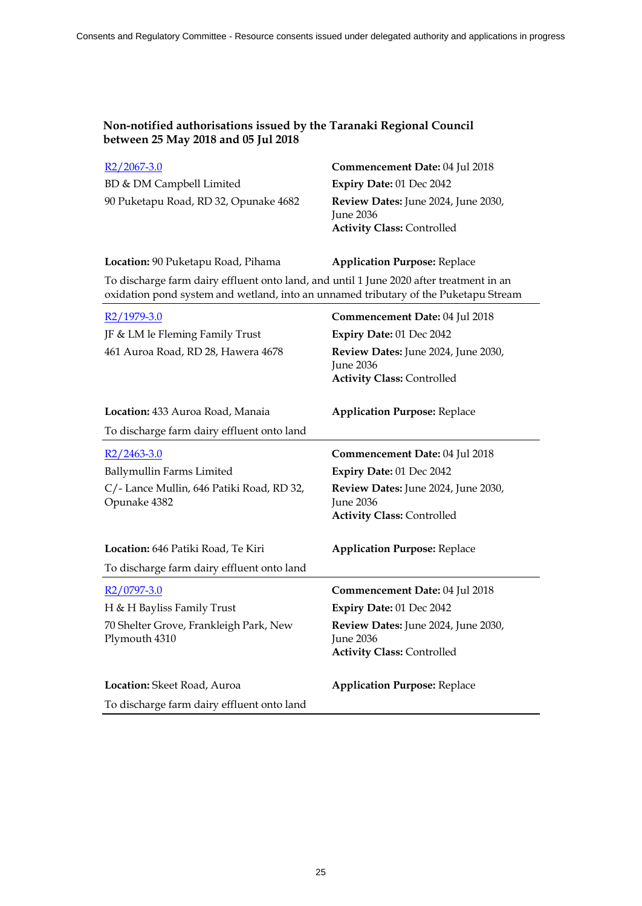**Non-notified authorisations issued by the Taranaki Regional Council between 25 May 2018 and 05 Jul 2018**

[R2/2067-3.0](#)
BD & DM Campbell Limited
90 Puketapu Road, RD 32, Opunake 4682

**Commencement Date:** 04 Jul 2018
**Expiry Date:** 01 Dec 2042
**Review Dates:** June 2024, June 2030, June 2036
**Activity Class:** Controlled

**Location:** 90 Puketapu Road, Pihama
**Application Purpose:** Replace

To discharge farm dairy effluent onto land, and until 1 June 2020 after treatment in an oxidation pond system and wetland, into an unnamed tributary of the Puketapu Stream

---

[R2/1979-3.0](#)
JF & LM le Fleming Family Trust
461 Auroa Road, RD 28, Hawera 4678

**Commencement Date:** 04 Jul 2018
**Expiry Date:** 01 Dec 2042
**Review Dates:** June 2024, June 2030, June 2036
**Activity Class:** Controlled

**Location:** 433 Auroa Road, Manaia
**Application Purpose:** Replace

To discharge farm dairy effluent onto land

---

[R2/2463-3.0](#)
Ballymullin Farms Limited
C/- Lance Mullin, 646 Patiki Road, RD 32, Opunake 4382

**Commencement Date:** 04 Jul 2018
**Expiry Date:** 01 Dec 2042
**Review Dates:** June 2024, June 2030, June 2036
**Activity Class:** Controlled

**Location:** 646 Patiki Road, Te Kiri
**Application Purpose:** Replace

To discharge farm dairy effluent onto land

---

[R2/0797-3.0](#)
H & H Bayliss Family Trust
70 Shelter Grove, Frankleigh Park, New Plymouth 4310

**Commencement Date:** 04 Jul 2018
**Expiry Date:** 01 Dec 2042
**Review Dates:** June 2024, June 2030, June 2036
**Activity Class:** Controlled

**Location:** Skeet Road, Auroa
**Application Purpose:** Replace

To discharge farm dairy effluent onto land

---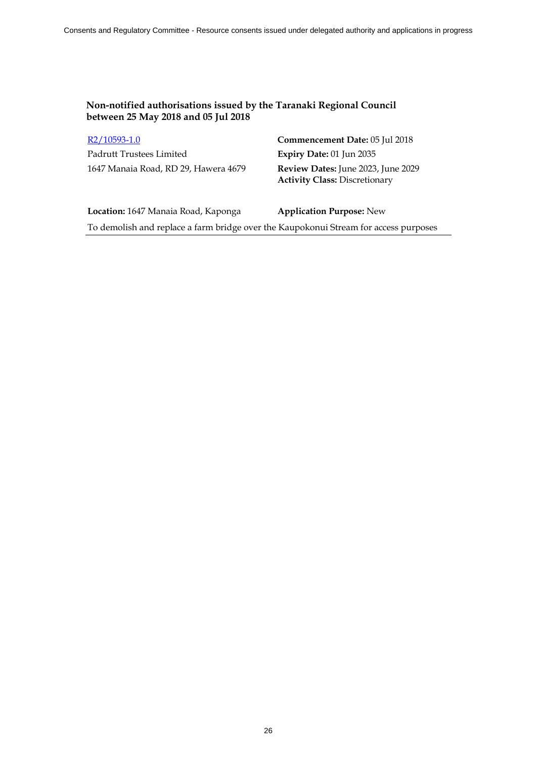### Non-notified authorisations issued by the Taranaki Regional Council between 25 May 2018 and 05 Jul 2018

R2/10593-1.0
Padrutt Trustees Limited
1647 Manaia Road, RD 29, Hawera 4679

**Commencement Date:** 05 Jul 2018
**Expiry Date:** 01 Jun 2035
**Review Dates:** June 2023, June 2029
**Activity Class:** Discretionary

**Location:** 1647 Manaia Road, Kaponga
**Application Purpose:** New

To demolish and replace a farm bridge over the Kaupokonui Stream for access purposes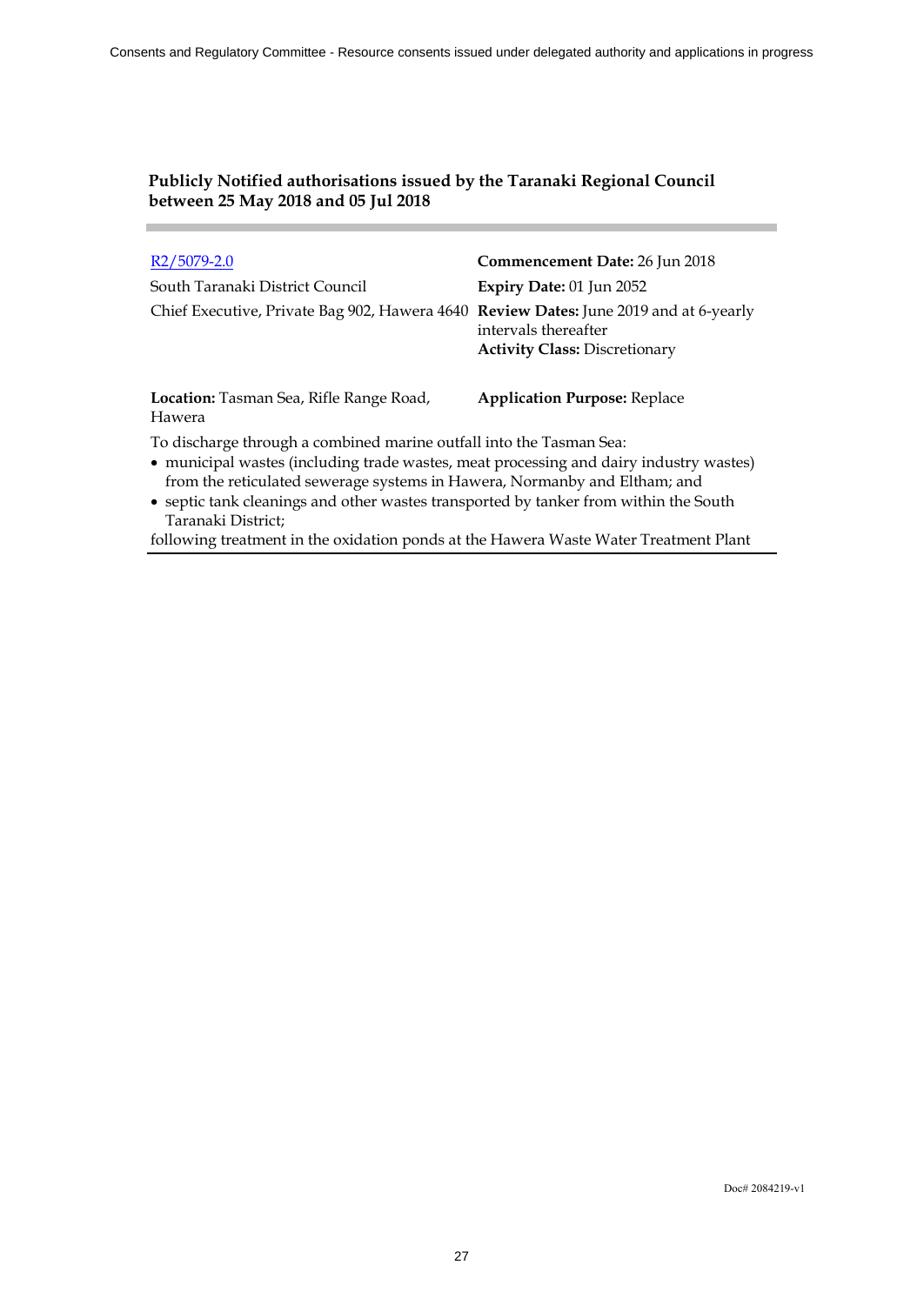### Publicly Notified authorisations issued by the Taranaki Regional Council between 25 May 2018 and 05 Jul 2018

| | |
|---|---|
| R2/5079-2.0 | **Commencement Date:** 26 Jun 2018 |
| South Taranaki District Council | **Expiry Date:** 01 Jun 2052 |
| Chief Executive, Private Bag 902, Hawera 4640 | **Review Dates:** June 2019 and at 6-yearly intervals thereafter<br>**Activity Class:** Discretionary |
| **Location:** Tasman Sea, Rifle Range Road, Hawera | **Application Purpose:** Replace |

To discharge through a combined marine outfall into the Tasman Sea:

- municipal wastes (including trade wastes, meat processing and dairy industry wastes) from the reticulated sewerage systems in Hawera, Normanby and Eltham; and
- septic tank cleanings and other wastes transported by tanker from within the South Taranaki District;

following treatment in the oxidation ponds at the Hawera Waste Water Treatment Plant

Doc# 2084219-v1